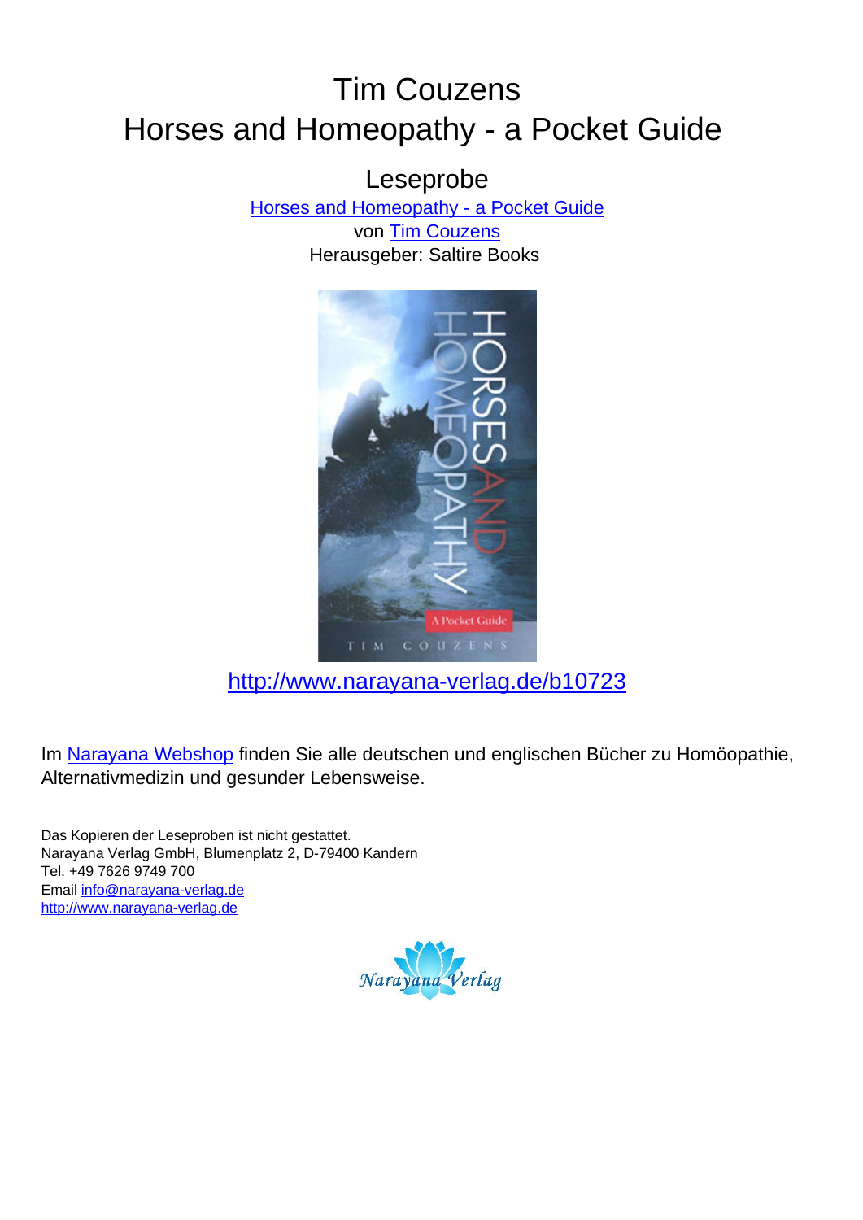# Tim Couzens
# Horses and Homeopathy - a Pocket Guide

## Leseprobe

[Horses and Homeopathy - a Pocket Guide](http://www.narayana-verlag.de/b10723)
von [Tim Couzens](http://www.narayana-verlag.de)
Herausgeber: Saltire Books

http://www.narayana-verlag.de/b10723

Im [Narayana Webshop](http://www.narayana-verlag.de) finden Sie alle deutschen und englischen Bücher zu Homöopathie, Alternativmedizin und gesunder Lebensweise.

Das Kopieren der Leseproben ist nicht gestattet.
Narayana Verlag GmbH, Blumenplatz 2, D-79400 Kandern
Tel. +49 7626 9749 700
Email info@narayana-verlag.de
http://www.narayana-verlag.de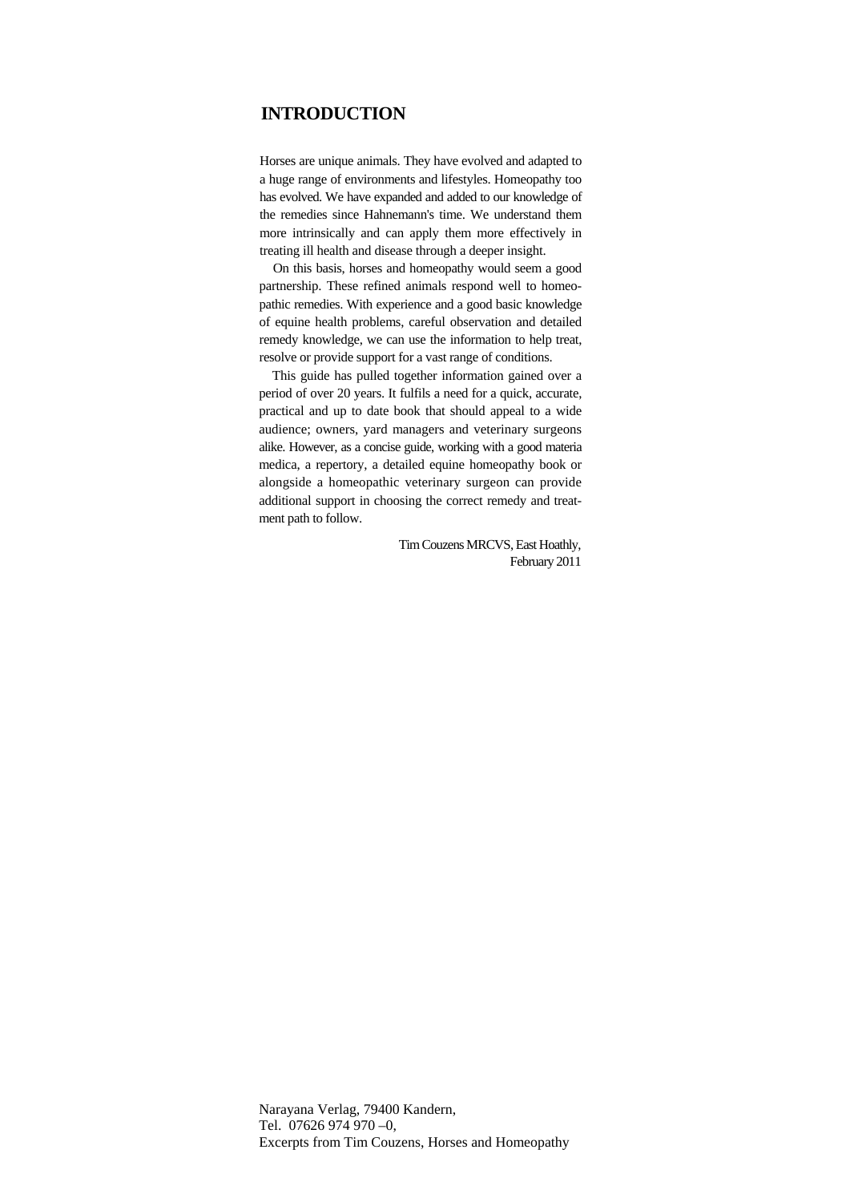# INTRODUCTION

Horses are unique animals. They have evolved and adapted to a huge range of environments and lifestyles. Homeopathy too has evolved. We have expanded and added to our knowledge of the remedies since Hahnemann's time. We understand them more intrinsically and can apply them more effectively in treating ill health and disease through a deeper insight.

On this basis, horses and homeopathy would seem a good partnership. These refined animals respond well to homeopathic remedies. With experience and a good basic knowledge of equine health problems, careful observation and detailed remedy knowledge, we can use the information to help treat, resolve or provide support for a vast range of conditions.

This guide has pulled together information gained over a period of over 20 years. It fulfils a need for a quick, accurate, practical and up to date book that should appeal to a wide audience; owners, yard managers and veterinary surgeons alike. However, as a concise guide, working with a good materia medica, a repertory, a detailed equine homeopathy book or alongside a homeopathic veterinary surgeon can provide additional support in choosing the correct remedy and treatment path to follow.

Tim Couzens MRCVS, East Hoathly,
February 2011

Narayana Verlag, 79400 Kandern,
Tel. 07626 974 970 –0,
Excerpts from Tim Couzens, Horses and Homeopathy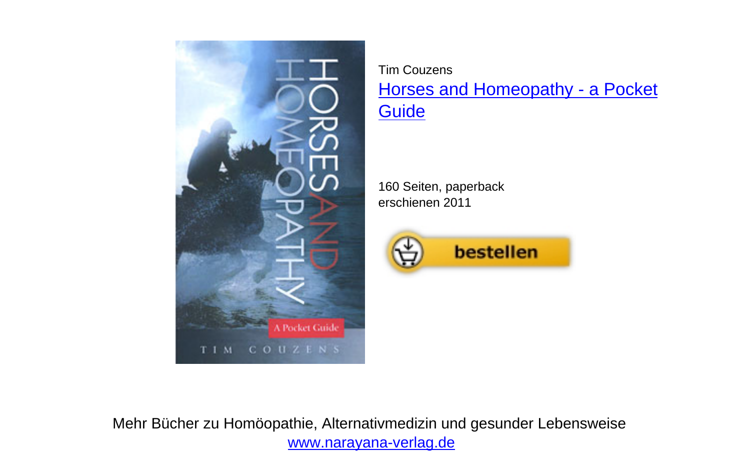Tim Couzens

[Horses and Homeopathy - a Pocket Guide](#)

160 Seiten, paperback
erschienen 2011

bestellen

Mehr Bücher zu Homöopathie, Alternativmedizin und gesunder Lebensweise
[www.narayana-verlag.de](http://www.narayana-verlag.de)